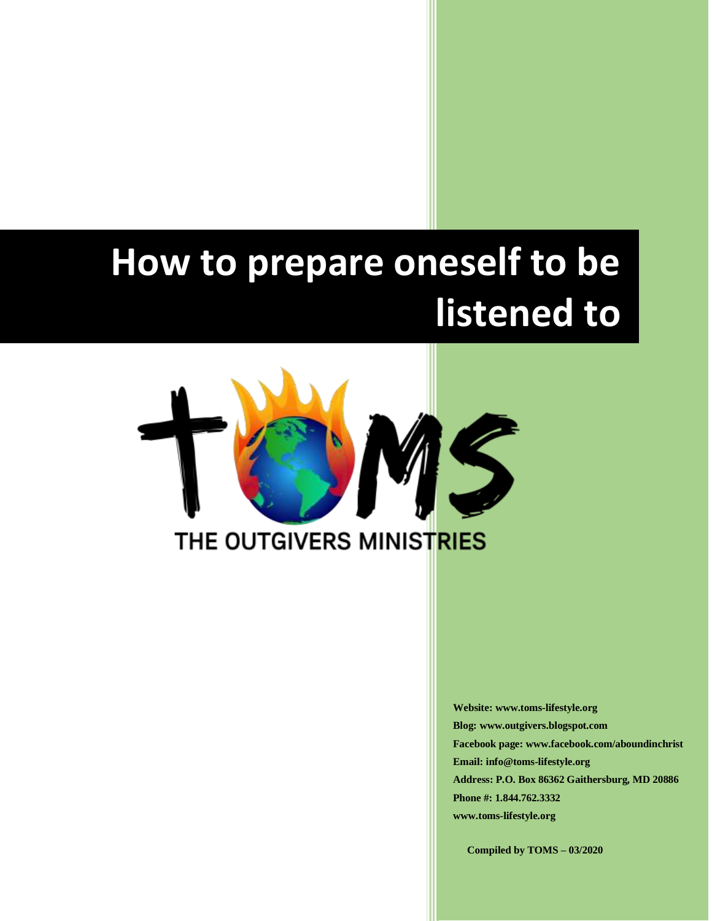# How to prepare oneself to be listened to

THE OUTGIVERS MINISTRIES

**Website: www.toms-lifestyle.org**
**Blog: www.outgivers.blogspot.com**
**Facebook page: www.facebook.com/aboundinchrist**
**Email: info@toms-lifestyle.org**
**Address: P.O. Box 86362 Gaithersburg, MD 20886**
**Phone #: 1.844.762.3332**
**www.toms-lifestyle.org**

**Compiled by TOMS – 03/2020**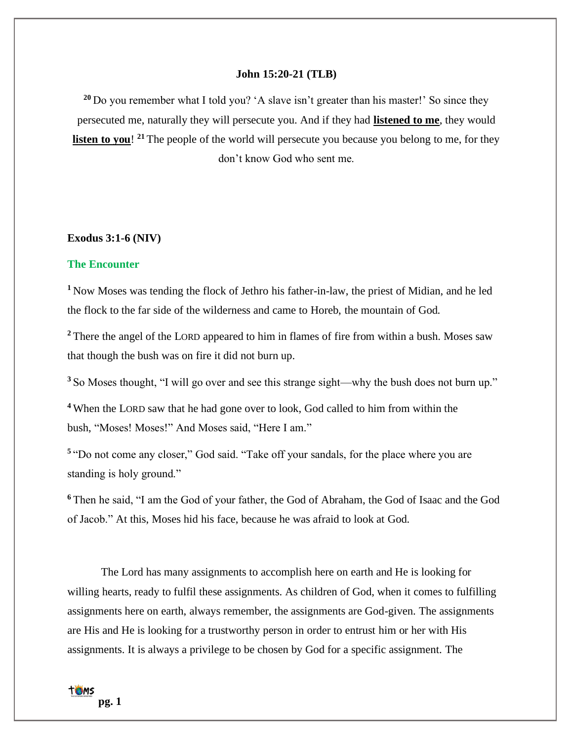**John 15:20-21 (TLB)**

[20] Do you remember what I told you? 'A slave isn't greater than his master!' So since they persecuted me, naturally they will persecute you. And if they had **listened to me**, they would **listen to you**! [21] The people of the world will persecute you because you belong to me, for they don't know God who sent me.

**Exodus 3:1-6 (NIV)**

**The Encounter**

[1] Now Moses was tending the flock of Jethro his father-in-law, the priest of Midian, and he led the flock to the far side of the wilderness and came to Horeb, the mountain of God.

[2] There the angel of the LORD appeared to him in flames of fire from within a bush. Moses saw that though the bush was on fire it did not burn up.

[3] So Moses thought, "I will go over and see this strange sight—why the bush does not burn up."

[4] When the LORD saw that he had gone over to look, God called to him from within the bush, "Moses! Moses!" And Moses said, "Here I am."

[5] "Do not come any closer," God said. "Take off your sandals, for the place where you are standing is holy ground."

[6] Then he said, "I am the God of your father, the God of Abraham, the God of Isaac and the God of Jacob." At this, Moses hid his face, because he was afraid to look at God.

The Lord has many assignments to accomplish here on earth and He is looking for willing hearts, ready to fulfil these assignments. As children of God, when it comes to fulfilling assignments here on earth, always remember, the assignments are God-given. The assignments are His and He is looking for a trustworthy person in order to entrust him or her with His assignments. It is always a privilege to be chosen by God for a specific assignment. The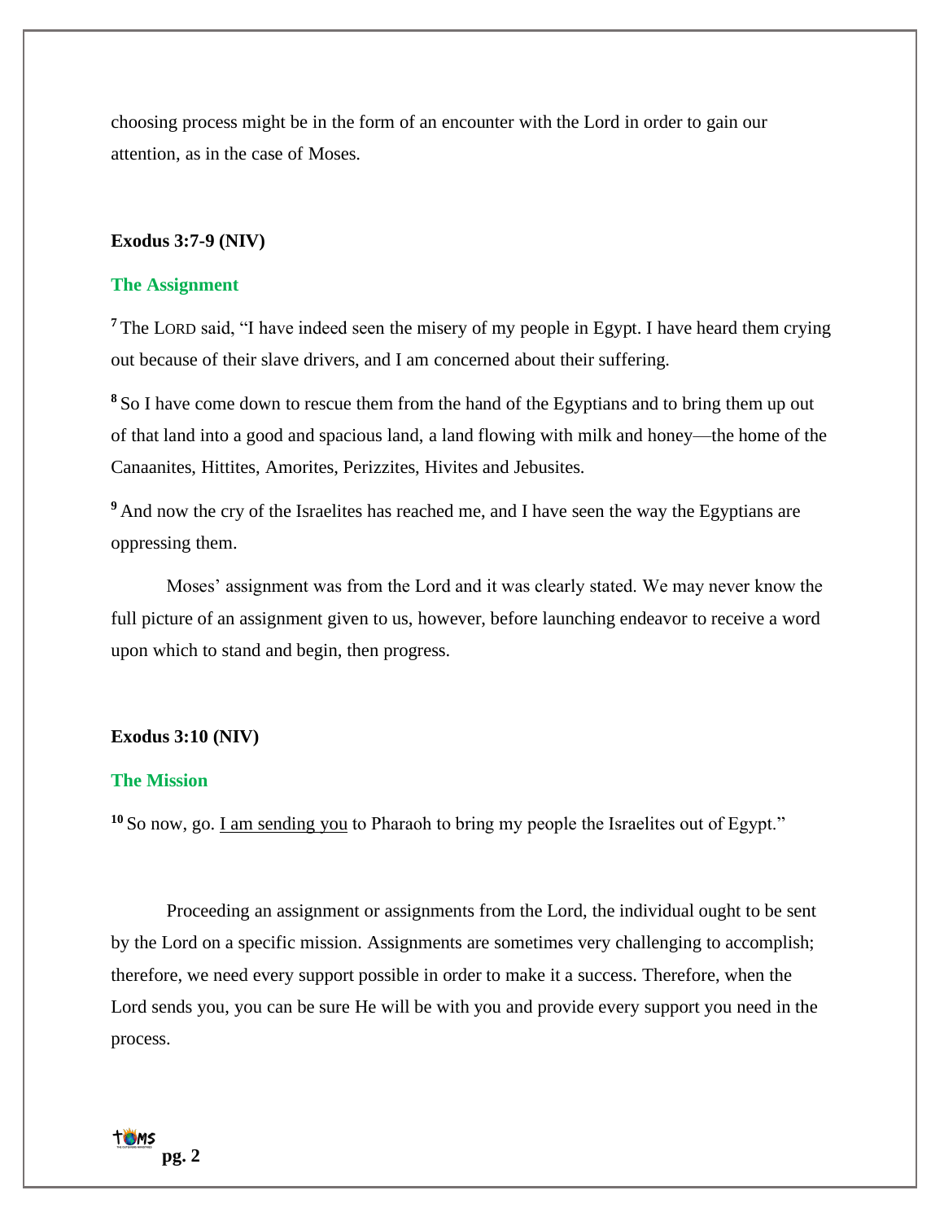choosing process might be in the form of an encounter with the Lord in order to gain our attention, as in the case of Moses.

**Exodus 3:7-9 (NIV)**

**The Assignment**

**7** The LORD said, "I have indeed seen the misery of my people in Egypt. I have heard them crying out because of their slave drivers, and I am concerned about their suffering.

**8** So I have come down to rescue them from the hand of the Egyptians and to bring them up out of that land into a good and spacious land, a land flowing with milk and honey—the home of the Canaanites, Hittites, Amorites, Perizzites, Hivites and Jebusites.

**9** And now the cry of the Israelites has reached me, and I have seen the way the Egyptians are oppressing them.

Moses' assignment was from the Lord and it was clearly stated. We may never know the full picture of an assignment given to us, however, before launching endeavor to receive a word upon which to stand and begin, then progress.

**Exodus 3:10 (NIV)**

**The Mission**

**10** So now, go. <u>I am sending you</u> to Pharaoh to bring my people the Israelites out of Egypt."

Proceeding an assignment or assignments from the Lord, the individual ought to be sent by the Lord on a specific mission. Assignments are sometimes very challenging to accomplish; therefore, we need every support possible in order to make it a success. Therefore, when the Lord sends you, you can be sure He will be with you and provide every support you need in the process.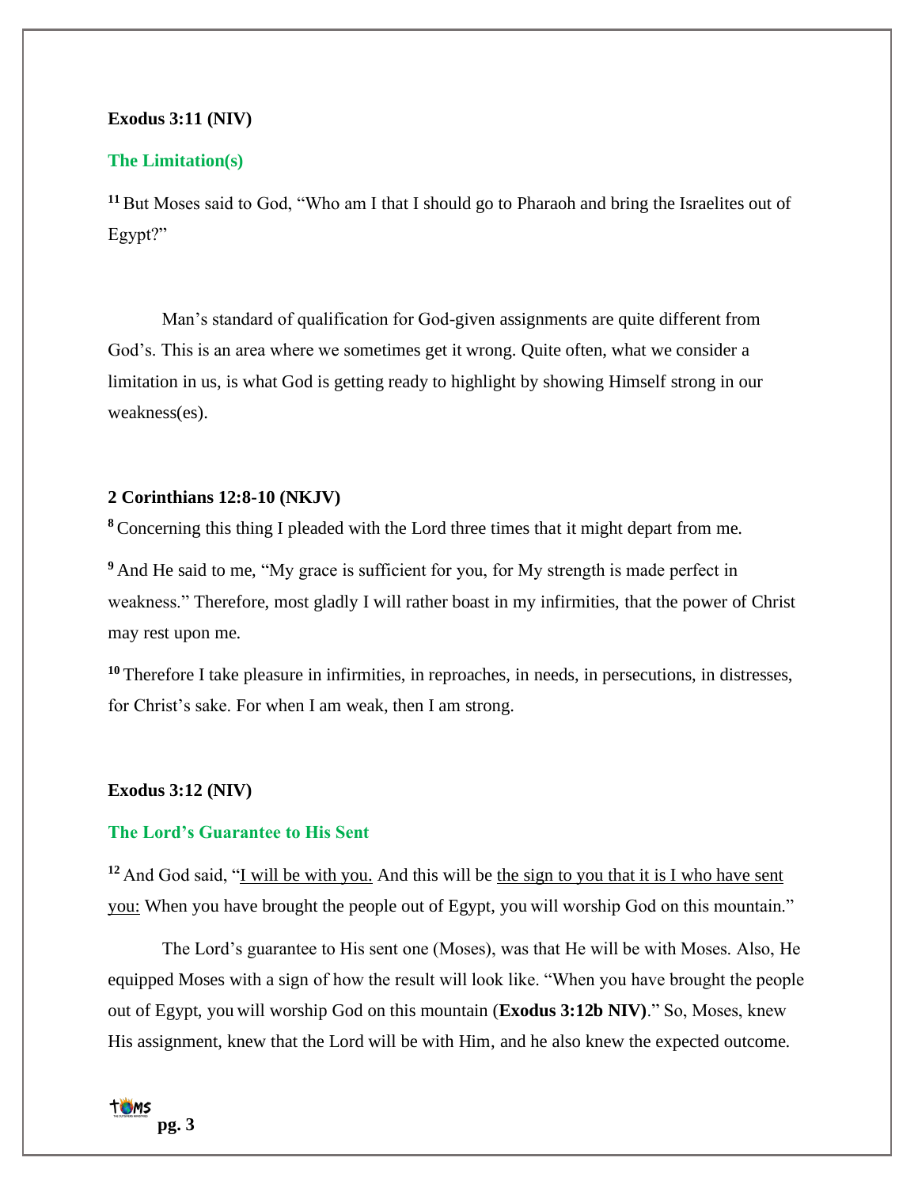**Exodus 3:11 (NIV)**

**The Limitation(s)**

[11] But Moses said to God, "Who am I that I should go to Pharaoh and bring the Israelites out of Egypt?"

Man's standard of qualification for God-given assignments are quite different from God's. This is an area where we sometimes get it wrong. Quite often, what we consider a limitation in us, is what God is getting ready to highlight by showing Himself strong in our weakness(es).

**2 Corinthians 12:8-10 (NKJV)**

[8] Concerning this thing I pleaded with the Lord three times that it might depart from me.

[9] And He said to me, "My grace is sufficient for you, for My strength is made perfect in weakness." Therefore, most gladly I will rather boast in my infirmities, that the power of Christ may rest upon me.

[10] Therefore I take pleasure in infirmities, in reproaches, in needs, in persecutions, in distresses, for Christ's sake. For when I am weak, then I am strong.

**Exodus 3:12 (NIV)**

**The Lord's Guarantee to His Sent**

[12] And God said, "I will be with you. And this will be the sign to you that it is I who have sent you: When you have brought the people out of Egypt, you will worship God on this mountain."

The Lord's guarantee to His sent one (Moses), was that He will be with Moses. Also, He equipped Moses with a sign of how the result will look like. "When you have brought the people out of Egypt, you will worship God on this mountain (**Exodus 3:12b NIV)**." So, Moses, knew His assignment, knew that the Lord will be with Him, and he also knew the expected outcome.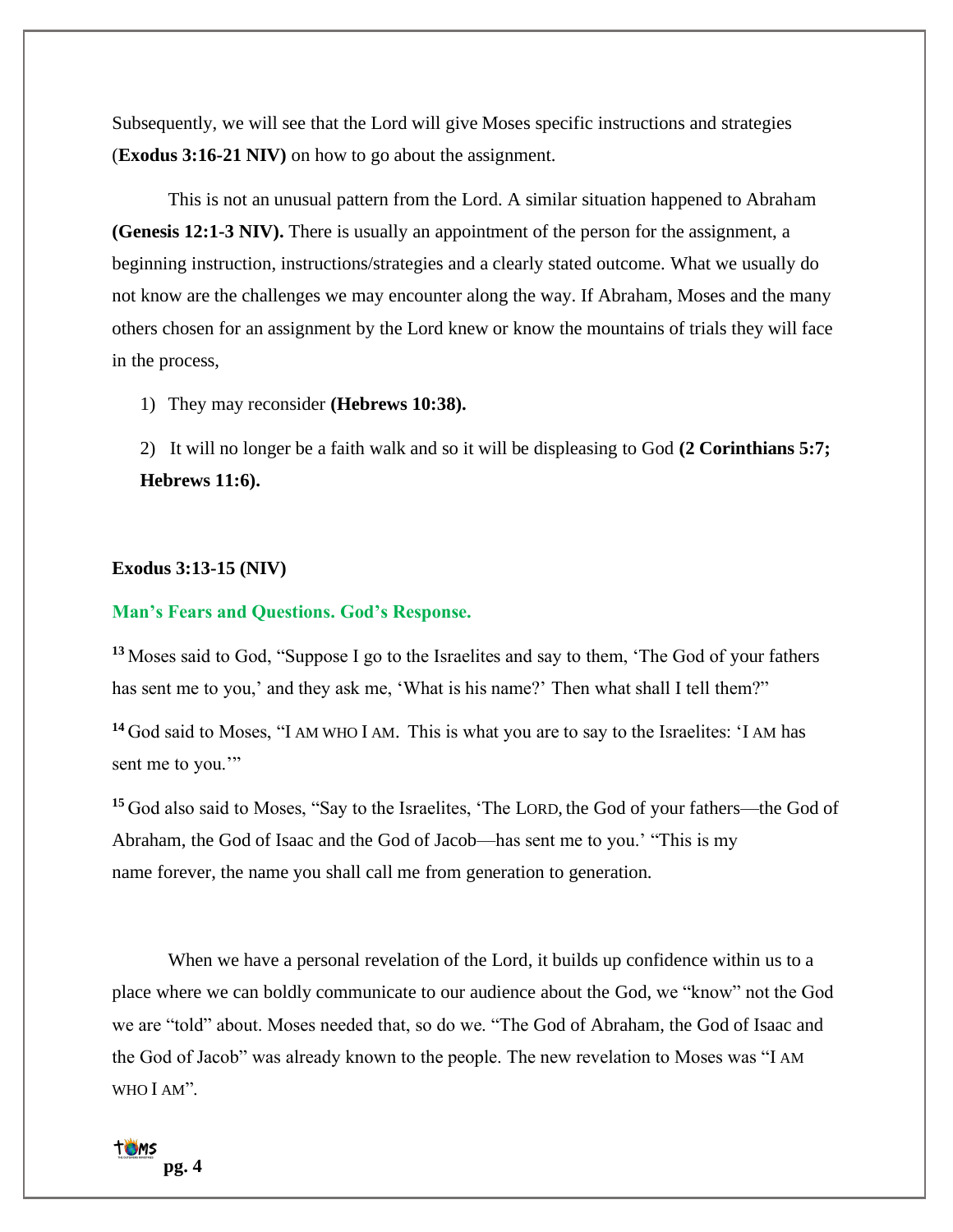Subsequently, we will see that the Lord will give Moses specific instructions and strategies (**Exodus 3:16-21 NIV)** on how to go about the assignment.

This is not an unusual pattern from the Lord. A similar situation happened to Abraham **(Genesis 12:1-3 NIV).** There is usually an appointment of the person for the assignment, a beginning instruction, instructions/strategies and a clearly stated outcome. What we usually do not know are the challenges we may encounter along the way. If Abraham, Moses and the many others chosen for an assignment by the Lord knew or know the mountains of trials they will face in the process,

1) They may reconsider **(Hebrews 10:38).**

2) It will no longer be a faith walk and so it will be displeasing to God **(2 Corinthians 5:7; Hebrews 11:6).**

**Exodus 3:13-15 (NIV)**

**Man's Fears and Questions. God's Response.**

**13** Moses said to God, "Suppose I go to the Israelites and say to them, 'The God of your fathers has sent me to you,' and they ask me, 'What is his name?' Then what shall I tell them?"

**14** God said to Moses, "I AM WHO I AM. This is what you are to say to the Israelites: 'I AM has sent me to you.'"

**15** God also said to Moses, "Say to the Israelites, 'The LORD, the God of your fathers—the God of Abraham, the God of Isaac and the God of Jacob—has sent me to you.' "This is my name forever, the name you shall call me from generation to generation.

When we have a personal revelation of the Lord, it builds up confidence within us to a place where we can boldly communicate to our audience about the God, we "know" not the God we are "told" about. Moses needed that, so do we. "The God of Abraham, the God of Isaac and the God of Jacob" was already known to the people. The new revelation to Moses was "I AM WHO I AM".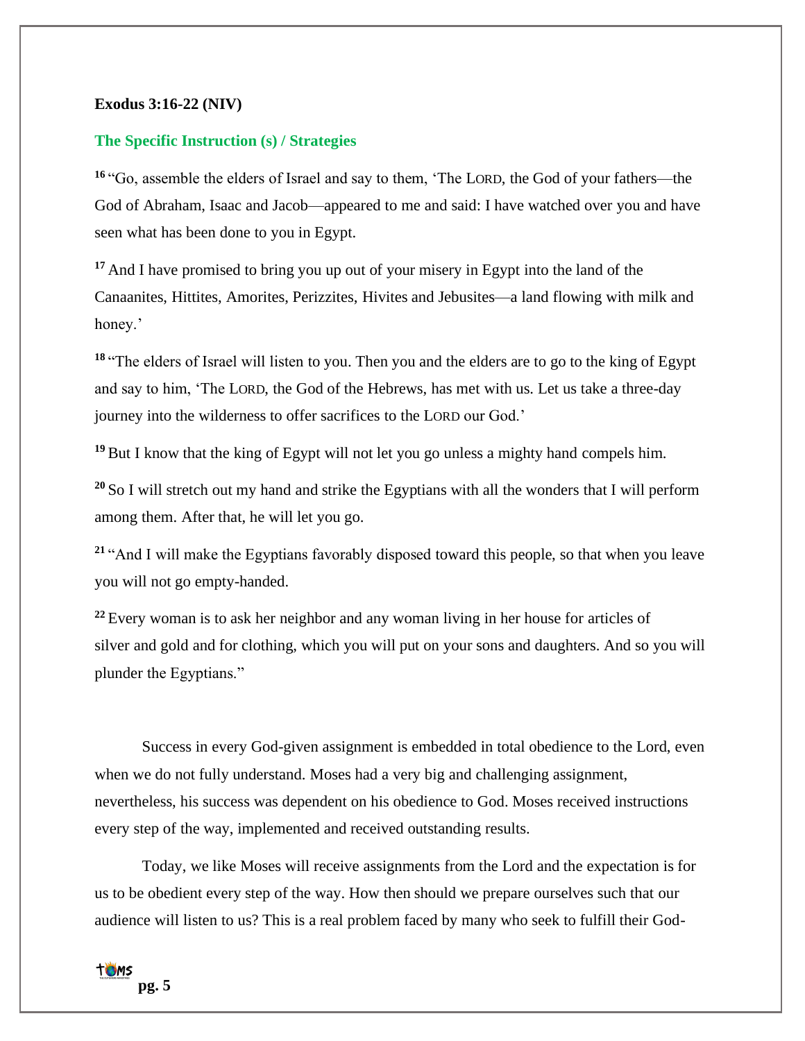**Exodus 3:16-22 (NIV)**

**The Specific Instruction (s) / Strategies**

[16] "Go, assemble the elders of Israel and say to them, 'The LORD, the God of your fathers—the God of Abraham, Isaac and Jacob—appeared to me and said: I have watched over you and have seen what has been done to you in Egypt.

[17] And I have promised to bring you up out of your misery in Egypt into the land of the Canaanites, Hittites, Amorites, Perizzites, Hivites and Jebusites—a land flowing with milk and honey.'

[18] "The elders of Israel will listen to you. Then you and the elders are to go to the king of Egypt and say to him, 'The LORD, the God of the Hebrews, has met with us. Let us take a three-day journey into the wilderness to offer sacrifices to the LORD our God.'

[19] But I know that the king of Egypt will not let you go unless a mighty hand compels him.

[20] So I will stretch out my hand and strike the Egyptians with all the wonders that I will perform among them. After that, he will let you go.

[21] "And I will make the Egyptians favorably disposed toward this people, so that when you leave you will not go empty-handed.

[22] Every woman is to ask her neighbor and any woman living in her house for articles of silver and gold and for clothing, which you will put on your sons and daughters. And so you will plunder the Egyptians."

Success in every God-given assignment is embedded in total obedience to the Lord, even when we do not fully understand. Moses had a very big and challenging assignment, nevertheless, his success was dependent on his obedience to God. Moses received instructions every step of the way, implemented and received outstanding results.

Today, we like Moses will receive assignments from the Lord and the expectation is for us to be obedient every step of the way. How then should we prepare ourselves such that our audience will listen to us? This is a real problem faced by many who seek to fulfill their God-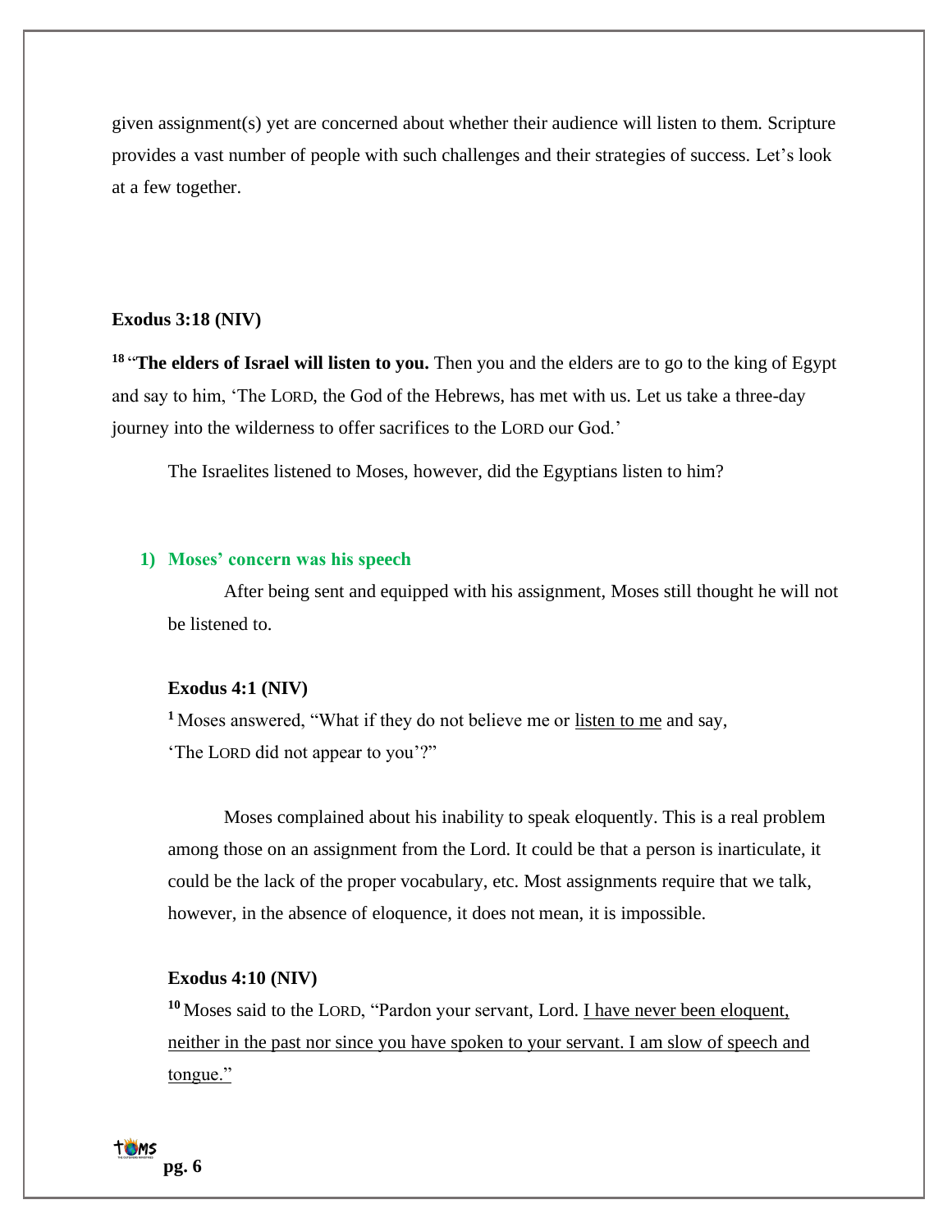given assignment(s) yet are concerned about whether their audience will listen to them. Scripture provides a vast number of people with such challenges and their strategies of success. Let's look at a few together.

**Exodus 3:18 (NIV)**

[18] "**The elders of Israel will listen to you.** Then you and the elders are to go to the king of Egypt and say to him, 'The LORD, the God of the Hebrews, has met with us. Let us take a three-day journey into the wilderness to offer sacrifices to the LORD our God.'

The Israelites listened to Moses, however, did the Egyptians listen to him?

### 1) Moses' concern was his speech

After being sent and equipped with his assignment, Moses still thought he will not be listened to.

**Exodus 4:1 (NIV)**

[1] Moses answered, "What if they do not believe me or listen to me and say, 'The LORD did not appear to you'?"

Moses complained about his inability to speak eloquently. This is a real problem among those on an assignment from the Lord. It could be that a person is inarticulate, it could be the lack of the proper vocabulary, etc. Most assignments require that we talk, however, in the absence of eloquence, it does not mean, it is impossible.

**Exodus 4:10 (NIV)**

[10] Moses said to the LORD, "Pardon your servant, Lord. I have never been eloquent, neither in the past nor since you have spoken to your servant. I am slow of speech and tongue."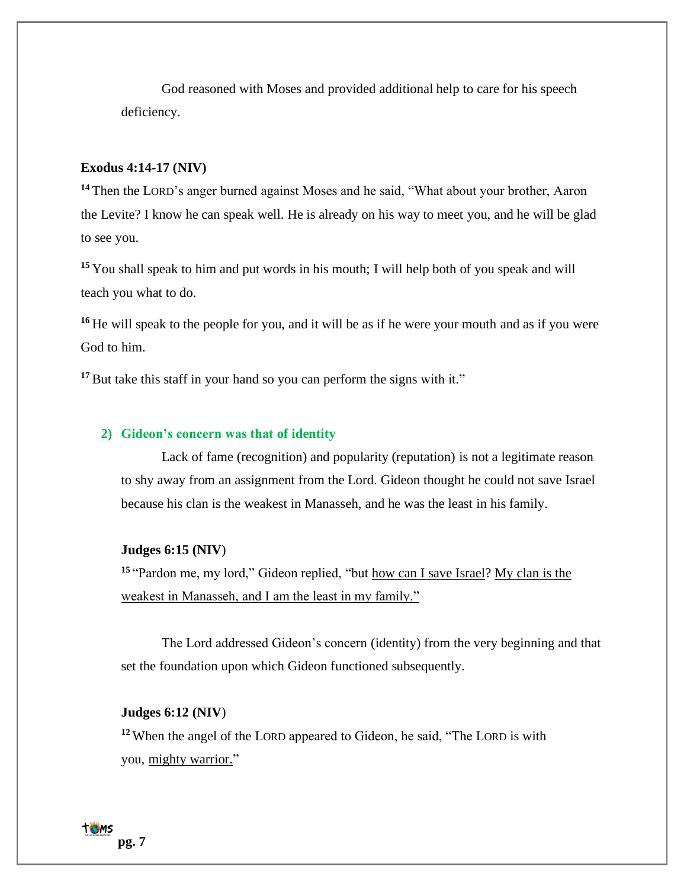God reasoned with Moses and provided additional help to care for his speech deficiency.

**Exodus 4:14-17 (NIV)**

[14] Then the LORD's anger burned against Moses and he said, "What about your brother, Aaron the Levite? I know he can speak well. He is already on his way to meet you, and he will be glad to see you.

[15] You shall speak to him and put words in his mouth; I will help both of you speak and will teach you what to do.

[16] He will speak to the people for you, and it will be as if he were your mouth and as if you were God to him.

[17] But take this staff in your hand so you can perform the signs with it."

### 2) Gideon's concern was that of identity

Lack of fame (recognition) and popularity (reputation) is not a legitimate reason to shy away from an assignment from the Lord. Gideon thought he could not save Israel because his clan is the weakest in Manasseh, and he was the least in his family.

**Judges 6:15 (NIV)**

[15] "Pardon me, my lord," Gideon replied, "but <u>how can I save Israel</u>? <u>My clan is the weakest in Manasseh, and I am the least in my family."</u>

The Lord addressed Gideon's concern (identity) from the very beginning and that set the foundation upon which Gideon functioned subsequently.

**Judges 6:12 (NIV)**

[12] When the angel of the LORD appeared to Gideon, he said, "The LORD is with you, <u>mighty warrior.</u>"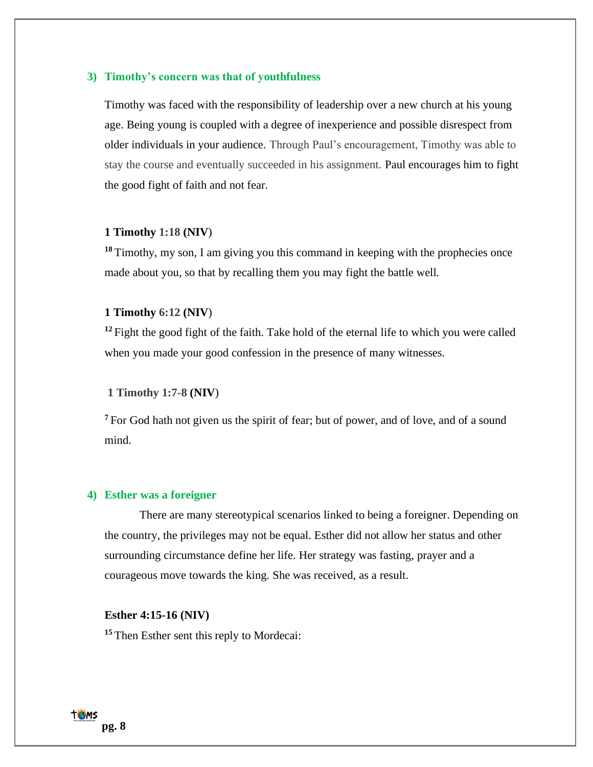### 3) Timothy's concern was that of youthfulness

Timothy was faced with the responsibility of leadership over a new church at his young age. Being young is coupled with a degree of inexperience and possible disrespect from older individuals in your audience. Through Paul's encouragement, Timothy was able to stay the course and eventually succeeded in his assignment. Paul encourages him to fight the good fight of faith and not fear.

**1 Timothy 1:18 (NIV)**

[18] Timothy, my son, I am giving you this command in keeping with the prophecies once made about you, so that by recalling them you may fight the battle well.

**1 Timothy 6:12 (NIV)**

[12] Fight the good fight of the faith. Take hold of the eternal life to which you were called when you made your good confession in the presence of many witnesses.

**1 Timothy 1:7-8 (NIV)**

[7] For God hath not given us the spirit of fear; but of power, and of love, and of a sound mind.

### 4) Esther was a foreigner

There are many stereotypical scenarios linked to being a foreigner. Depending on the country, the privileges may not be equal. Esther did not allow her status and other surrounding circumstance define her life. Her strategy was fasting, prayer and a courageous move towards the king. She was received, as a result.

**Esther 4:15-16 (NIV)**

[15] Then Esther sent this reply to Mordecai: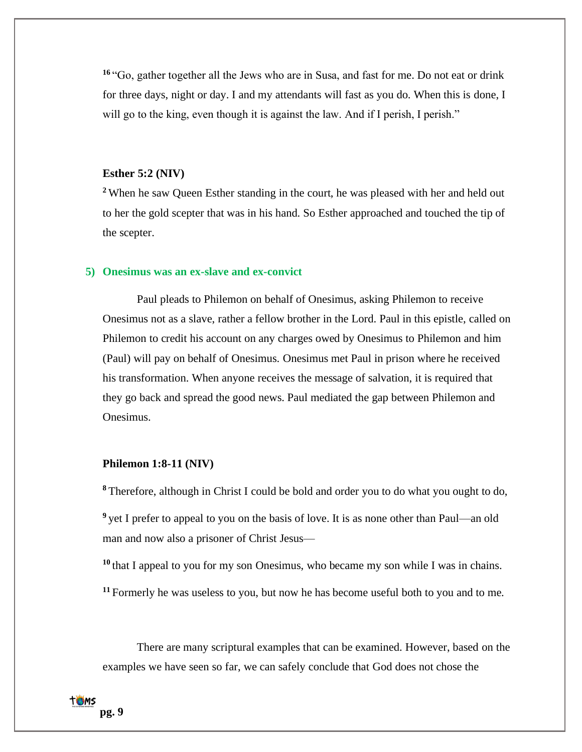[16] "Go, gather together all the Jews who are in Susa, and fast for me. Do not eat or drink for three days, night or day. I and my attendants will fast as you do. When this is done, I will go to the king, even though it is against the law. And if I perish, I perish."

**Esther 5:2 (NIV)**

[2] When he saw Queen Esther standing in the court, he was pleased with her and held out to her the gold scepter that was in his hand. So Esther approached and touched the tip of the scepter.

### 5) Onesimus was an ex-slave and ex-convict

Paul pleads to Philemon on behalf of Onesimus, asking Philemon to receive Onesimus not as a slave, rather a fellow brother in the Lord. Paul in this epistle, called on Philemon to credit his account on any charges owed by Onesimus to Philemon and him (Paul) will pay on behalf of Onesimus. Onesimus met Paul in prison where he received his transformation. When anyone receives the message of salvation, it is required that they go back and spread the good news. Paul mediated the gap between Philemon and Onesimus.

**Philemon 1:8-11 (NIV)**

[8] Therefore, although in Christ I could be bold and order you to do what you ought to do,

[9] yet I prefer to appeal to you on the basis of love. It is as none other than Paul—an old man and now also a prisoner of Christ Jesus—

[10] that I appeal to you for my son Onesimus, who became my son while I was in chains.

[11] Formerly he was useless to you, but now he has become useful both to you and to me.

There are many scriptural examples that can be examined. However, based on the examples we have seen so far, we can safely conclude that God does not chose the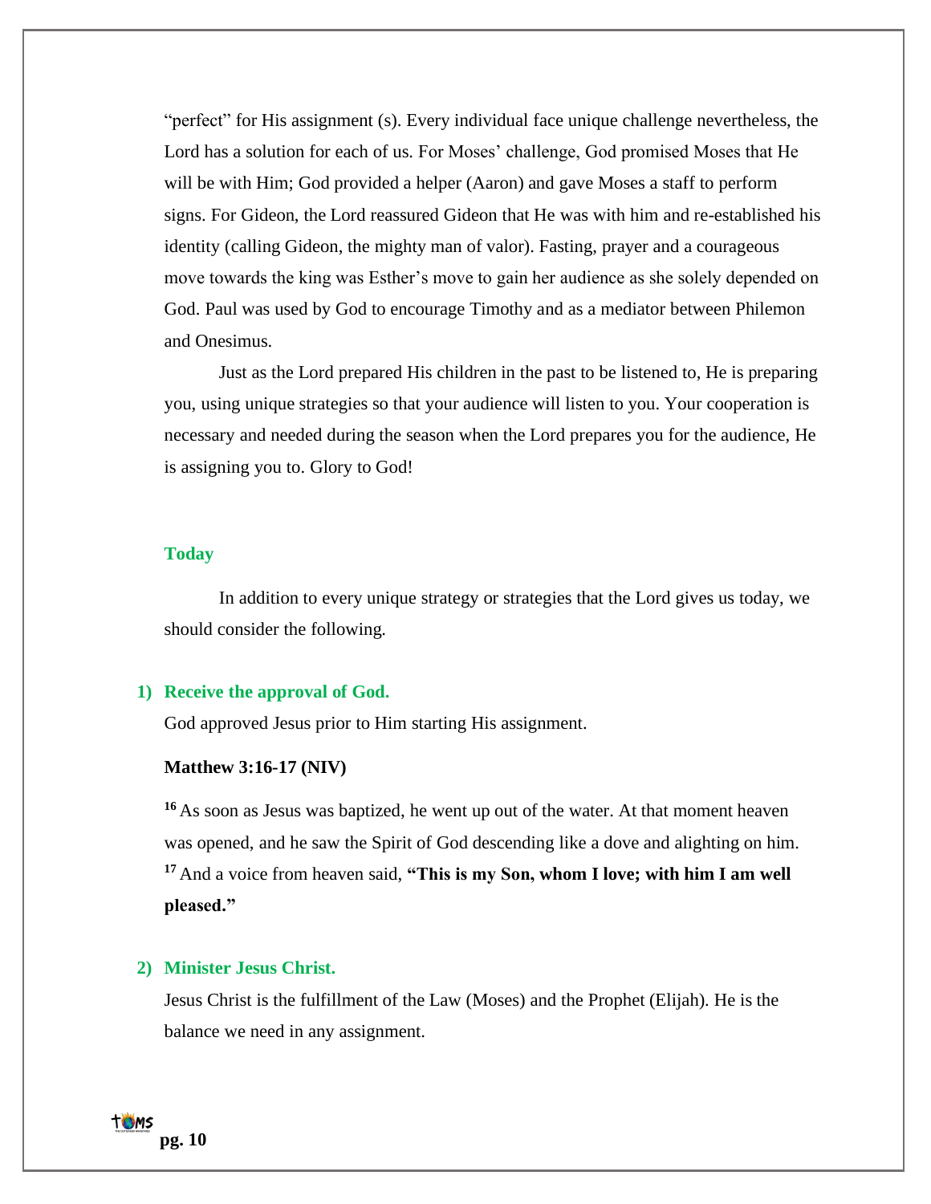"perfect" for His assignment (s). Every individual face unique challenge nevertheless, the Lord has a solution for each of us. For Moses' challenge, God promised Moses that He will be with Him; God provided a helper (Aaron) and gave Moses a staff to perform signs. For Gideon, the Lord reassured Gideon that He was with him and re-established his identity (calling Gideon, the mighty man of valor). Fasting, prayer and a courageous move towards the king was Esther's move to gain her audience as she solely depended on God. Paul was used by God to encourage Timothy and as a mediator between Philemon and Onesimus.

Just as the Lord prepared His children in the past to be listened to, He is preparing you, using unique strategies so that your audience will listen to you. Your cooperation is necessary and needed during the season when the Lord prepares you for the audience, He is assigning you to. Glory to God!

### Today

In addition to every unique strategy or strategies that the Lord gives us today, we should consider the following.

1) **Receive the approval of God.**

God approved Jesus prior to Him starting His assignment.

**Matthew 3:16-17 (NIV)**

[16] As soon as Jesus was baptized, he went up out of the water. At that moment heaven was opened, and he saw the Spirit of God descending like a dove and alighting on him. [17] And a voice from heaven said, **"This is my Son, whom I love; with him I am well pleased."**

2) **Minister Jesus Christ.**

Jesus Christ is the fulfillment of the Law (Moses) and the Prophet (Elijah). He is the balance we need in any assignment.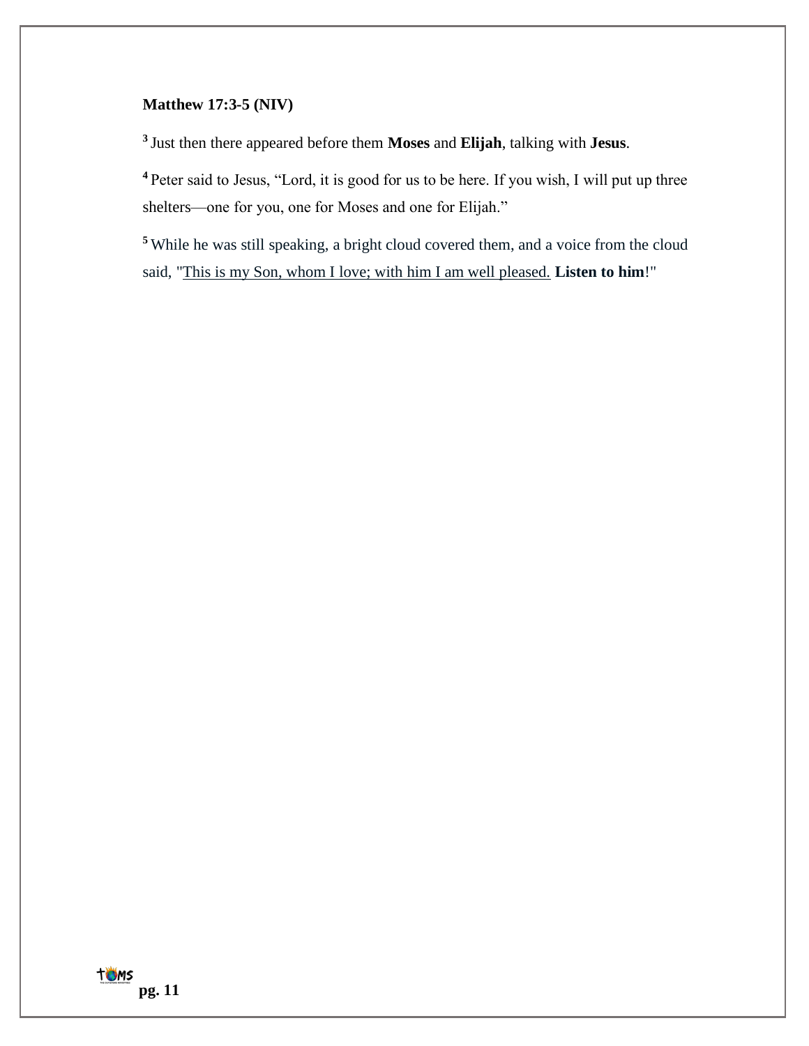**Matthew 17:3-5 (NIV)**

[3] Just then there appeared before them **Moses** and **Elijah**, talking with **Jesus**.

[4] Peter said to Jesus, "Lord, it is good for us to be here. If you wish, I will put up three shelters—one for you, one for Moses and one for Elijah."

[5] While he was still speaking, a bright cloud covered them, and a voice from the cloud said, "<u>This is my Son, whom I love; with him I am well pleased.</u> **Listen to him**!"